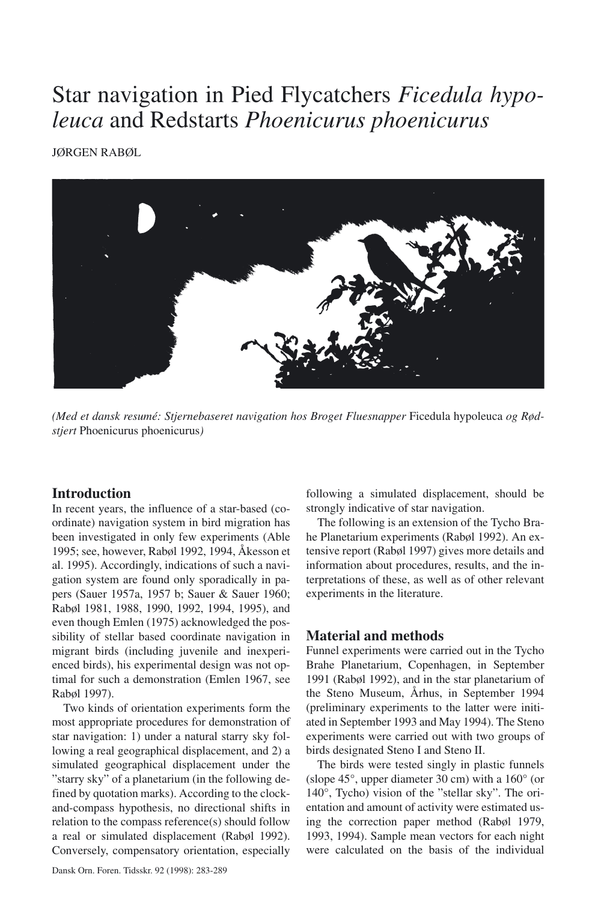# Star navigation in Pied Flycatchers *Ficedula hypoleuca* and Redstarts *Phoenicurus phoenicurus*

JØRGEN RABØL

*(Med et dansk resumé: Stjernebaseret navigation hos Broget Fluesnapper* Ficedula hypoleuca *og Rødstjert* Phoenicurus phoenicurus*)*

## Introduction

In recent years, the influence of a star-based (coordinate) navigation system in bird migration has been investigated in only few experiments (Able 1995; see, however, Rabøl 1992, 1994, Åkesson et al. 1995). Accordingly, indications of such a navigation system are found only sporadically in papers (Sauer 1957a, 1957 b; Sauer & Sauer 1960; Rabøl 1981, 1988, 1990, 1992, 1994, 1995), and even though Emlen (1975) acknowledged the possibility of stellar based coordinate navigation in migrant birds (including juvenile and inexperienced birds), his experimental design was not optimal for such a demonstration (Emlen 1967, see Rabøl 1997).

Two kinds of orientation experiments form the most appropriate procedures for demonstration of star navigation: 1) under a natural starry sky following a real geographical displacement, and 2) a simulated geographical displacement under the "starry sky" of a planetarium (in the following defined by quotation marks). According to the clock-and-compass hypothesis, no directional shifts in relation to the compass reference(s) should follow a real or simulated displacement (Rabøl 1992). Conversely, compensatory orientation, especially following a simulated displacement, should be strongly indicative of star navigation.

The following is an extension of the Tycho Brahe Planetarium experiments (Rabøl 1992). An extensive report (Rabøl 1997) gives more details and information about procedures, results, and the interpretations of these, as well as of other relevant experiments in the literature.

## Material and methods

Funnel experiments were carried out in the Tycho Brahe Planetarium, Copenhagen, in September 1991 (Rabøl 1992), and in the star planetarium of the Steno Museum, Århus, in September 1994 (preliminary experiments to the latter were initiated in September 1993 and May 1994). The Steno experiments were carried out with two groups of birds designated Steno I and Steno II.

The birds were tested singly in plastic funnels (slope 45°, upper diameter 30 cm) with a 160° (or 140°, Tycho) vision of the "stellar sky". The orientation and amount of activity were estimated using the correction paper method (Rabøl 1979, 1993, 1994). Sample mean vectors for each night were calculated on the basis of the individual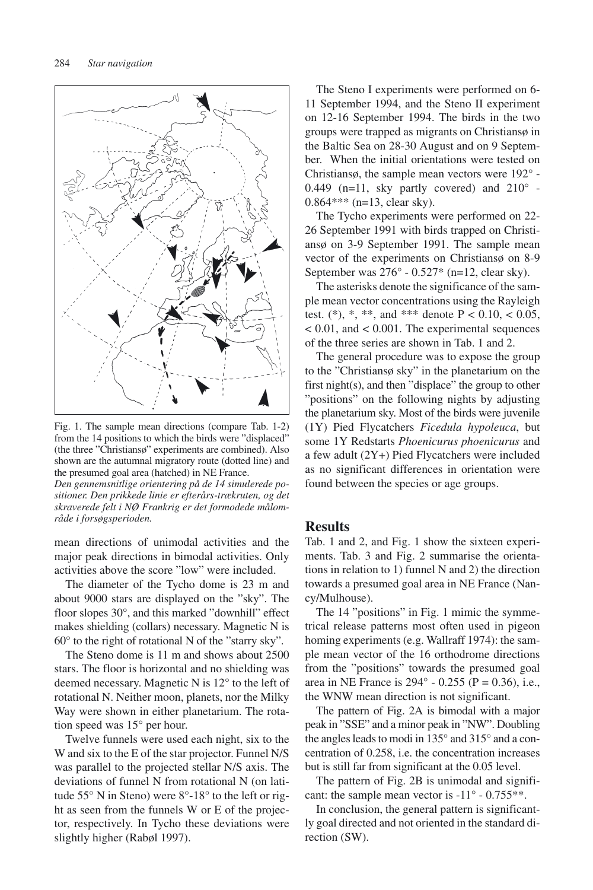Fig. 1. The sample mean directions (compare Tab. 1-2) from the 14 positions to which the birds were "displaced" (the three "Christiansø" experiments are combined). Also shown are the autumnal migratory route (dotted line) and the presumed goal area (hatched) in NE France.
*Den gennemsnitlige orientering på de 14 simulerede positioner. Den prikkede linie er efterårs-trækruten, og det skraverede felt i NØ Frankrig er det formodede målområde i forsøgsperioden.*

mean directions of unimodal activities and the major peak directions in bimodal activities. Only activities above the score "low" were included.

The diameter of the Tycho dome is 23 m and about 9000 stars are displayed on the "sky". The floor slopes 30°, and this marked "downhill" effect makes shielding (collars) necessary. Magnetic N is 60° to the right of rotational N of the "starry sky".

The Steno dome is 11 m and shows about 2500 stars. The floor is horizontal and no shielding was deemed necessary. Magnetic N is 12° to the left of rotational N. Neither moon, planets, nor the Milky Way were shown in either planetarium. The rotation speed was 15° per hour.

Twelve funnels were used each night, six to the W and six to the E of the star projector. Funnel N/S was parallel to the projected stellar N/S axis. The deviations of funnel N from rotational N (on latitude 55° N in Steno) were 8°-18° to the left or right as seen from the funnels W or E of the projector, respectively. In Tycho these deviations were slightly higher (Rabøl 1997).

The Steno I experiments were performed on 6-11 September 1994, and the Steno II experiment on 12-16 September 1994. The birds in the two groups were trapped as migrants on Christiansø in the Baltic Sea on 28-30 August and on 9 September. When the initial orientations were tested on Christiansø, the sample mean vectors were 192° - 0.449 (n=11, sky partly covered) and 210° - 0.864*** (n=13, clear sky).

The Tycho experiments were performed on 22-26 September 1991 with birds trapped on Christiansø on 3-9 September 1991. The sample mean vector of the experiments on Christiansø on 8-9 September was 276° - 0.527* (n=12, clear sky).

The asterisks denote the significance of the sample mean vector concentrations using the Rayleigh test. (*), *, **, and *** denote $P < 0.10$, $< 0.05$, $< 0.01$, and $< 0.001$. The experimental sequences of the three series are shown in Tab. 1 and 2.

The general procedure was to expose the group to the "Christiansø sky" in the planetarium on the first night(s), and then "displace" the group to other "positions" on the following nights by adjusting the planetarium sky. Most of the birds were juvenile (1Y) Pied Flycatchers *Ficedula hypoleuca*, but some 1Y Redstarts *Phoenicurus phoenicurus* and a few adult (2Y+) Pied Flycatchers were included as no significant differences in orientation were found between the species or age groups.

## Results

Tab. 1 and 2, and Fig. 1 show the sixteen experiments. Tab. 3 and Fig. 2 summarise the orientations in relation to 1) funnel N and 2) the direction towards a presumed goal area in NE France (Nancy/Mulhouse).

The 14 "positions" in Fig. 1 mimic the symmetrical release patterns most often used in pigeon homing experiments (e.g. Wallraff 1974): the sample mean vector of the 16 orthodrome directions from the "positions" towards the presumed goal area in NE France is 294° - 0.255 ($P = 0.36$), i.e., the WNW mean direction is not significant.

The pattern of Fig. 2A is bimodal with a major peak in "SSE" and a minor peak in "NW". Doubling the angles leads to modi in 135° and 315° and a concentration of 0.258, i.e. the concentration increases but is still far from significant at the 0.05 level.

The pattern of Fig. 2B is unimodal and significant: the sample mean vector is -11° - 0.755**.

In conclusion, the general pattern is significantly goal directed and not oriented in the standard direction (SW).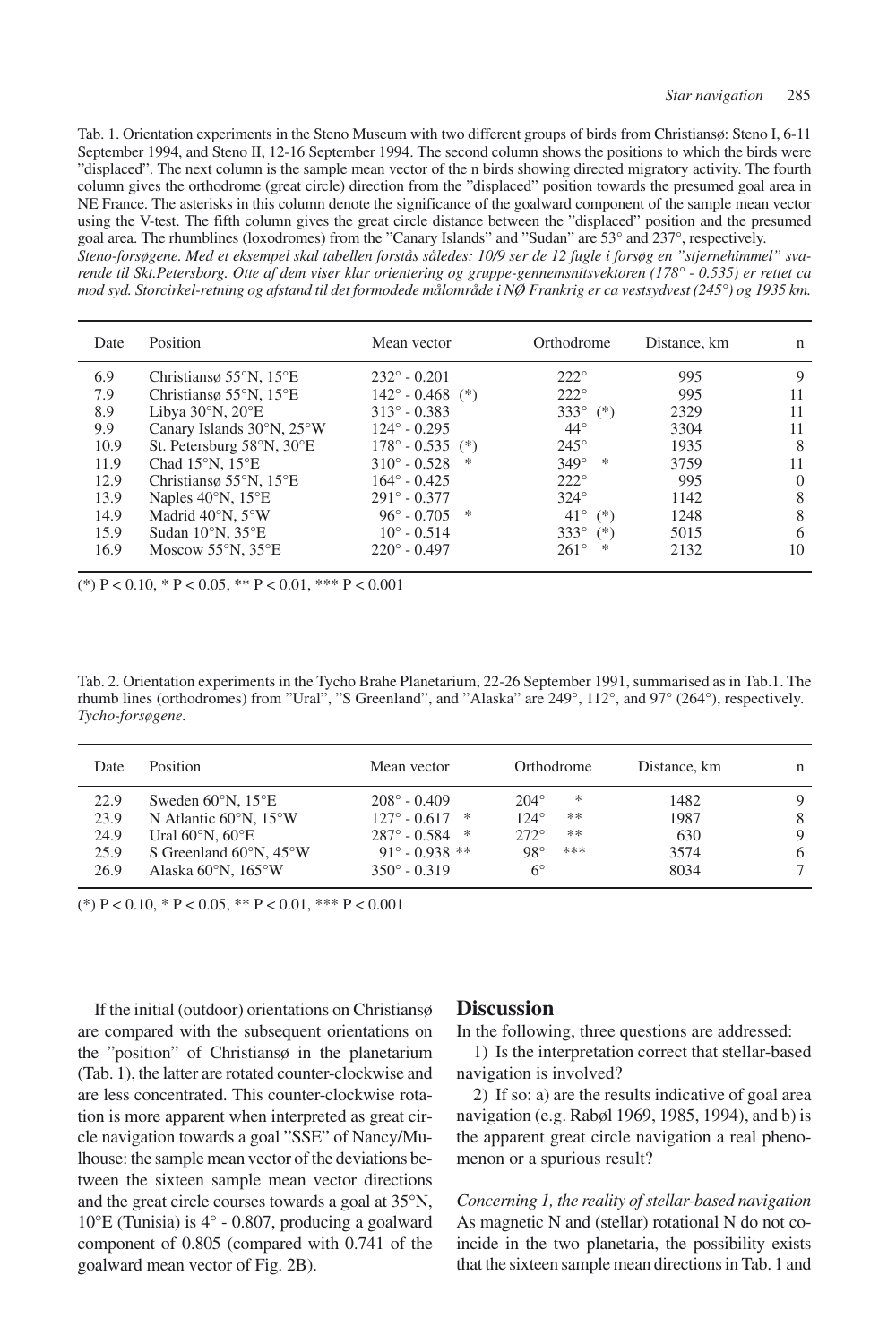Tab. 1. Orientation experiments in the Steno Museum with two different groups of birds from Christiansø: Steno I, 6-11 September 1994, and Steno II, 12-16 September 1994. The second column shows the positions to which the birds were "displaced". The next column is the sample mean vector of the n birds showing directed migratory activity. The fourth column gives the orthodrome (great circle) direction from the "displaced" position towards the presumed goal area in NE France. The asterisks in this column denote the significance of the goalward component of the sample mean vector using the V-test. The fifth column gives the great circle distance between the "displaced" position and the presumed goal area. The rhumblines (loxodromes) from the "Canary Islands" and "Sudan" are 53° and 237°, respectively.
*Steno-forsøgene. Med et eksempel skal tabellen forstås således: 10/9 ser de 12 fugle i forsøg en "stjernehimmel" svarende til Skt.Petersborg. Otte af dem viser klar orientering og gruppe-gennemsnitsvektoren (178° - 0.535) er rettet ca mod syd. Storcirkel-retning og afstand til det formodede målområde i NØ Frankrig er ca vestsydvest (245°) og 1935 km.*

| Date | Position | Mean vector | Orthodrome | Distance, km | n |
|---|---|---|---|---|---|
| 6.9 | Christiansø 55°N, 15°E | 232° - 0.201 | 222° | 995 | 9 |
| 7.9 | Christiansø 55°N, 15°E | 142° - 0.468 (*) | 222° | 995 | 11 |
| 8.9 | Libya 30°N, 20°E | 313° - 0.383 | 333° (*) | 2329 | 11 |
| 9.9 | Canary Islands 30°N, 25°W | 124° - 0.295 | 44° | 3304 | 11 |
| 10.9 | St. Petersburg 58°N, 30°E | 178° - 0.535 (*) | 245° | 1935 | 8 |
| 11.9 | Chad 15°N, 15°E | 310° - 0.528 * | 349° * | 3759 | 11 |
| 12.9 | Christiansø 55°N, 15°E | 164° - 0.425 | 222° | 995 | 0 |
| 13.9 | Naples 40°N, 15°E | 291° - 0.377 | 324° | 1142 | 8 |
| 14.9 | Madrid 40°N, 5°W | 96° - 0.705 * | 41° (*) | 1248 | 8 |
| 15.9 | Sudan 10°N, 35°E | 10° - 0.514 | 333° (*) | 5015 | 6 |
| 16.9 | Moscow 55°N, 35°E | 220° - 0.497 | 261° * | 2132 | 10 |

(*) $P < 0.10$, * $P < 0.05$, ** $P < 0.01$, *** $P < 0.001$

Tab. 2. Orientation experiments in the Tycho Brahe Planetarium, 22-26 September 1991, summarised as in Tab.1. The rhumb lines (orthodromes) from "Ural", "S Greenland", and "Alaska" are 249°, 112°, and 97° (264°), respectively.
*Tycho-forsøgene.*

| Date | Position | Mean vector | Orthodrome | Distance, km | n |
|---|---|---|---|---|---|
| 22.9 | Sweden 60°N, 15°E | 208° - 0.409 | 204° * | 1482 | 9 |
| 23.9 | N Atlantic 60°N, 15°W | 127° - 0.617 * | 124° ** | 1987 | 8 |
| 24.9 | Ural 60°N, 60°E | 287° - 0.584 * | 272° ** | 630 | 9 |
| 25.9 | S Greenland 60°N, 45°W | 91° - 0.938 ** | 98° *** | 3574 | 6 |
| 26.9 | Alaska 60°N, 165°W | 350° - 0.319 | 6° | 8034 | 7 |

(*) $P < 0.10$, * $P < 0.05$, ** $P < 0.01$, *** $P < 0.001$

If the initial (outdoor) orientations on Christiansø are compared with the subsequent orientations on the "position" of Christiansø in the planetarium (Tab. 1), the latter are rotated counter-clockwise and are less concentrated. This counter-clockwise rotation is more apparent when interpreted as great circle navigation towards a goal "SSE" of Nancy/Mulhouse: the sample mean vector of the deviations between the sixteen sample mean vector directions and the great circle courses towards a goal at 35°N, 10°E (Tunisia) is 4° - 0.807, producing a goalward component of 0.805 (compared with 0.741 of the goalward mean vector of Fig. 2B).

## Discussion

In the following, three questions are addressed:

1) Is the interpretation correct that stellar-based navigation is involved?

2) If so: a) are the results indicative of goal area navigation (e.g. Rabøl 1969, 1985, 1994), and b) is the apparent great circle navigation a real phenomenon or a spurious result?

*Concerning 1, the reality of stellar-based navigation*

As magnetic N and (stellar) rotational N do not coincide in the two planetaria, the possibility exists that the sixteen sample mean directions in Tab. 1 and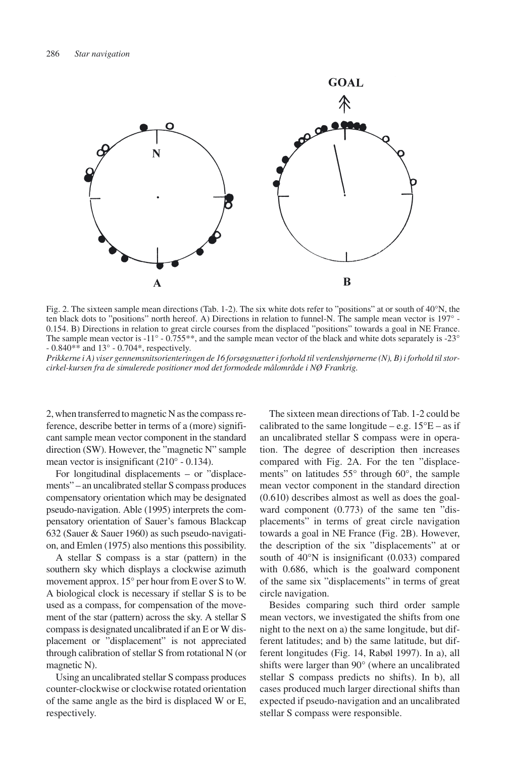Fig. 2. The sixteen sample mean directions (Tab. 1-2). The six white dots refer to "positions" at or south of 40°N, the ten black dots to "positions" north hereof. A) Directions in relation to funnel-N. The sample mean vector is 197° - 0.154. B) Directions in relation to great circle courses from the displaced "positions" towards a goal in NE France. The sample mean vector is -11° - 0.755**, and the sample mean vector of the black and white dots separately is -23° - 0.840** and 13° - 0.704*, respectively.

*Prikkerne i A) viser gennemsnitsorienteringen de 16 forsøgsnætter i forhold til verdenshjørnerne (N), B) i forhold til storcirkel-kursen fra de simulerede positioner mod det formodede målområde i NØ Frankrig.*

2, when transferred to magnetic N as the compass reference, describe better in terms of a (more) significant sample mean vector component in the standard direction (SW). However, the "magnetic N" sample mean vector is insignificant (210° - 0.134).

For longitudinal displacements – or "displacements" – an uncalibrated stellar S compass produces compensatory orientation which may be designated pseudo-navigation. Able (1995) interprets the compensatory orientation of Sauer's famous Blackcap 632 (Sauer & Sauer 1960) as such pseudo-navigation, and Emlen (1975) also mentions this possibility.

A stellar S compass is a star (pattern) in the southern sky which displays a clockwise azimuth movement approx. 15° per hour from E over S to W. A biological clock is necessary if stellar S is to be used as a compass, for compensation of the movement of the star (pattern) across the sky. A stellar S compass is designated uncalibrated if an E or W displacement or "displacement" is not appreciated through calibration of stellar S from rotational N (or magnetic N).

Using an uncalibrated stellar S compass produces counter-clockwise or clockwise rotated orientation of the same angle as the bird is displaced W or E, respectively.

The sixteen mean directions of Tab. 1-2 could be calibrated to the same longitude – e.g. 15°E – as if an uncalibrated stellar S compass were in operation. The degree of description then increases compared with Fig. 2A. For the ten "displacements" on latitudes 55° through 60°, the sample mean vector component in the standard direction (0.610) describes almost as well as does the goalward component (0.773) of the same ten "displacements" in terms of great circle navigation towards a goal in NE France (Fig. 2B). However, the description of the six "displacements" at or south of 40°N is insignificant (0.033) compared with 0.686, which is the goalward component of the same six "displacements" in terms of great circle navigation.

Besides comparing such third order sample mean vectors, we investigated the shifts from one night to the next on a) the same longitude, but different latitudes; and b) the same latitude, but different longitudes (Fig. 14, Rabøl 1997). In a), all shifts were larger than 90° (where an uncalibrated stellar S compass predicts no shifts). In b), all cases produced much larger directional shifts than expected if pseudo-navigation and an uncalibrated stellar S compass were responsible.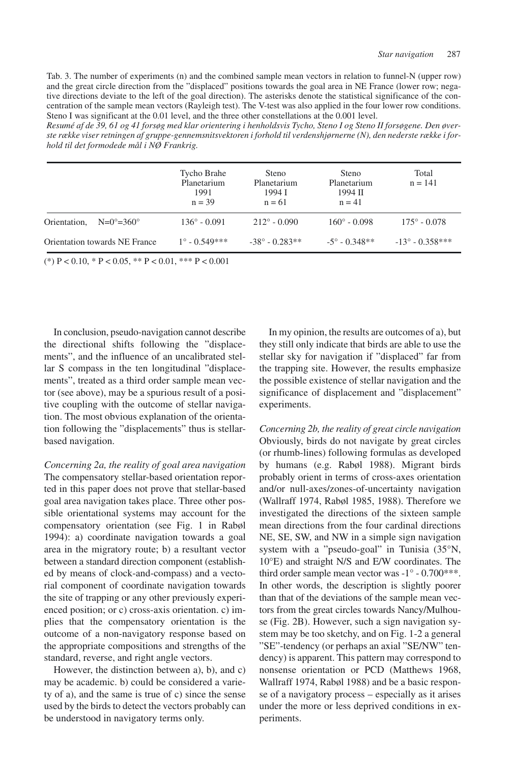Tab. 3. The number of experiments (n) and the combined sample mean vectors in relation to funnel-N (upper row) and the great circle direction from the "displaced" positions towards the goal area in NE France (lower row; negative directions deviate to the left of the goal direction). The asterisks denote the statistical significance of the concentration of the sample mean vectors (Rayleigh test). The V-test was also applied in the four lower row conditions. Steno I was significant at the 0.01 level, and the three other constellations at the 0.001 level.

*Resumé af de 39, 61 og 41 forsøg med klar orientering i henholdsvis Tycho, Steno I og Steno II forsøgene. Den øverste række viser retningen af gruppe-gennemsnitsvektoren i forhold til verdenshjørnerne (N), den nederste række i forhold til det formodede mål i NØ Frankrig.*

| | Tycho Brahe Planetarium 1991 n = 39 | Steno Planetarium 1994 I n = 61 | Steno Planetarium 1994 II n = 41 | Total n = 141 |
|---|---|---|---|---|
| Orientation, N=0°=360° | 136° - 0.091 | 212° - 0.090 | 160° - 0.098 | 175° - 0.078 |
| Orientation towards NE France | 1° - 0.549*** | -38° - 0.283** | -5° - 0.348** | -13° - 0.358*** |

(*) $P < 0.10$, * $P < 0.05$, ** $P < 0.01$, *** $P < 0.001$

In conclusion, pseudo-navigation cannot describe the directional shifts following the "displacements", and the influence of an uncalibrated stellar S compass in the ten longitudinal "displacements", treated as a third order sample mean vector (see above), may be a spurious result of a positive coupling with the outcome of stellar navigation. The most obvious explanation of the orientation following the "displacements" thus is stellar-based navigation.

*Concerning 2a, the reality of goal area navigation*
The compensatory stellar-based orientation reported in this paper does not prove that stellar-based goal area navigation takes place. Three other possible orientational systems may account for the compensatory orientation (see Fig. 1 in Rabøl 1994): a) coordinate navigation towards a goal area in the migratory route; b) a resultant vector between a standard direction component (established by means of clock-and-compass) and a vectorial component of coordinate navigation towards the site of trapping or any other previously experienced position; or c) cross-axis orientation. c) implies that the compensatory orientation is the outcome of a non-navigatory response based on the appropriate compositions and strengths of the standard, reverse, and right angle vectors.

However, the distinction between a), b), and c) may be academic. b) could be considered a variety of a), and the same is true of c) since the sense used by the birds to detect the vectors probably can be understood in navigatory terms only.

In my opinion, the results are outcomes of a), but they still only indicate that birds are able to use the stellar sky for navigation if "displaced" far from the trapping site. However, the results emphasize the possible existence of stellar navigation and the significance of displacement and "displacement" experiments.

*Concerning 2b, the reality of great circle navigation*
Obviously, birds do not navigate by great circles (or rhumb-lines) following formulas as developed by humans (e.g. Rabøl 1988). Migrant birds probably orient in terms of cross-axes orientation and/or null-axes/zones-of-uncertainty navigation (Wallraff 1974, Rabøl 1985, 1988). Therefore we investigated the directions of the sixteen sample mean directions from the four cardinal directions NE, SE, SW, and NW in a simple sign navigation system with a "pseudo-goal" in Tunisia (35°N, 10°E) and straight N/S and E/W coordinates. The third order sample mean vector was -1° - 0.700***. In other words, the description is slightly poorer than that of the deviations of the sample mean vectors from the great circles towards Nancy/Mulhouse (Fig. 2B). However, such a sign navigation system may be too sketchy, and on Fig. 1-2 a general "SE"-tendency (or perhaps an axial "SE/NW" tendency) is apparent. This pattern may correspond to nonsense orientation or PCD (Matthews 1968, Wallraff 1974, Rabøl 1988) and be a basic response of a navigatory process – especially as it arises under the more or less deprived conditions in experiments.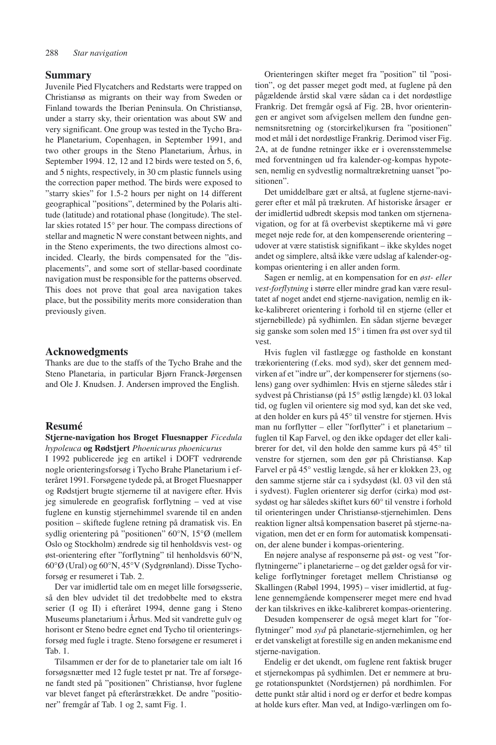## Summary

Juvenile Pied Flycatchers and Redstarts were trapped on Christiansø as migrants on their way from Sweden or Finland towards the Iberian Peninsula. On Christiansø, under a starry sky, their orientation was about SW and very significant. One group was tested in the Tycho Brahe Planetarium, Copenhagen, in September 1991, and two other groups in the Steno Planetarium, Århus, in September 1994. 12, 12 and 12 birds were tested on 5, 6, and 5 nights, respectively, in 30 cm plastic funnels using the correction paper method. The birds were exposed to "starry skies" for 1.5-2 hours per night on 14 different geographical "positions", determined by the Polaris altitude (latitude) and rotational phase (longitude). The stellar skies rotated 15° per hour. The compass directions of stellar and magnetic N were constant between nights, and in the Steno experiments, the two directions almost coincided. Clearly, the birds compensated for the "displacements", and some sort of stellar-based coordinate navigation must be responsible for the patterns observed. This does not prove that goal area navigation takes place, but the possibility merits more consideration than previously given.

## Acknowedgments

Thanks are due to the staffs of the Tycho Brahe and the Steno Planetaria, in particular Bjørn Franck-Jørgensen and Ole J. Knudsen. J. Andersen improved the English.

## Resumé

**Stjerne-navigation hos Broget Fluesnapper** *Ficedula hypoleuca* **og Rødstjert** *Phoenicurus phoenicurus*

I 1992 publicerede jeg en artikel i DOFT vedrørende nogle orienteringsforsøg i Tycho Brahe Planetarium i efteråret 1991. Forsøgene tydede på, at Broget Fluesnapper og Rødstjert brugte stjernerne til at navigere efter. Hvis jeg simulerede en geografisk forflytning – ved at vise fuglene en kunstig stjernehimmel svarende til en anden position – skiftede fuglene retning på dramatisk vis. En sydlig orientering på "positionen" 60°N, 15°Ø (mellem Oslo og Stockholm) ændrede sig til henholdsvis vest- og øst-orientering efter "forflytning" til henholdsvis 60°N, 60°Ø (Ural) og 60°N, 45°V (Sydgrønland). Disse Tychoforsøg er resumeret i Tab. 2.

Der var imidlertid tale om en meget lille forsøgsserie, så den blev udvidet til det tredobbelte med to ekstra serier (I og II) i efteråret 1994, denne gang i Steno Museums planetarium i Århus. Med sit vandrette gulv og horisont er Steno bedre egnet end Tycho til orienteringsforsøg med fugle i tragte. Steno forsøgene er resumeret i Tab. 1.

Tilsammen er der for de to planetarier tale om ialt 16 forsøgsnætter med 12 fugle testet pr nat. Tre af forsøgene fandt sted på "positionen" Christiansø, hvor fuglene var blevet fanget på efterårstrækket. De andre "positioner" fremgår af Tab. 1 og 2, samt Fig. 1.

Orienteringen skifter meget fra "position" til "position", og det passer meget godt med, at fuglene på den pågældende årstid skal være sådan ca i det nordøstlige Frankrig. Det fremgår også af Fig. 2B, hvor orienteringen er angivet som afvigelsen mellem den fundne gennemsnitsretning og (storcirkel)kursen fra "positionen" mod et mål i det nordøstlige Frankrig. Derimod viser Fig. 2A, at de fundne retninger ikke er i overensstemmelse med forventningen ud fra kalender-og-kompas hypotesen, nemlig en sydvestlig normaltrækretning uanset "positionen".

Det umiddelbare gæt er altså, at fuglene stjerne-navigerer efter et mål på trækruten. Af historiske årsager er der imidlertid udbredt skepsis mod tanken om stjernenavigation, og for at få overbevist skeptikerne må vi gøre meget nøje rede for, at den kompenserende orientering – udover at være statistisk signifikant – ikke skyldes noget andet og simplere, altså ikke være udslag af kalender-og-kompas orientering i en aller anden form.

Sagen er nemlig, at en kompensation for en *øst- eller vest-forflytning* i større eller mindre grad kan være resultatet af noget andet end stjerne-navigation, nemlig en ikke-kalibreret orientering i forhold til en stjerne (eller et stjernebillede) på sydhimlen. En sådan stjerne bevæger sig ganske som solen med 15° i timen fra øst over syd til vest.

Hvis fuglen vil fastlægge og fastholde en konstant trækorientering (f.eks. mod syd), sker det gennem medvirken af et "indre ur", der kompenserer for stjernens (solens) gang over sydhimlen: Hvis en stjerne således står i sydvest på Christiansø (på 15° østlig længde) kl. 03 lokal tid, og fuglen vil orientere sig mod syd, kan det ske ved, at den holder en kurs på 45° til venstre for stjernen. Hvis man nu forflytter – eller "forflytter" i et planetarium – fuglen til Kap Farvel, og den ikke opdager det eller kalibrerer for det, vil den holde den samme kurs på 45° til venstre for stjernen, som den gør på Christiansø. Kap Farvel er på 45° vestlig længde, så her er klokken 23, og den samme stjerne står ca i sydsydøst (kl. 03 vil den stå i sydvest). Fuglen orienterer sig derfor (cirka) mod østsydøst og har således skiftet kurs 60° til venstre i forhold til orienteringen under Christiansø-stjernehimlen. Dens reaktion ligner altså kompensation baseret på stjerne-navigation, men det er en form for automatisk kompensation, der alene bunder i kompas-orientering.

En nøjere analyse af responserne på øst- og vest "forflytningerne" i planetarierne – og det gælder også for virkelige forflytninger foretaget mellem Christiansø og Skallingen (Rabøl 1994, 1995) – viser imidlertid, at fuglene gennemgående kompenserer meget mere end hvad der kan tilskrives en ikke-kalibreret kompas-orientering.

Desuden kompenserer de også meget klart for "forflytninger" mod *syd* på planetarie-stjernehimlen, og her er det vanskeligt at forestille sig en anden mekanisme end stjerne-navigation.

Endelig er det ukendt, om fuglene rent faktisk bruger et stjernekompas på sydhimlen. Det er nemmere at bruge rotationspunktet (Nordstjernen) på nordhimlen. For dette punkt står altid i nord og er derfor et bedre kompas at holde kurs efter. Man ved, at Indigo-værlingen om fo-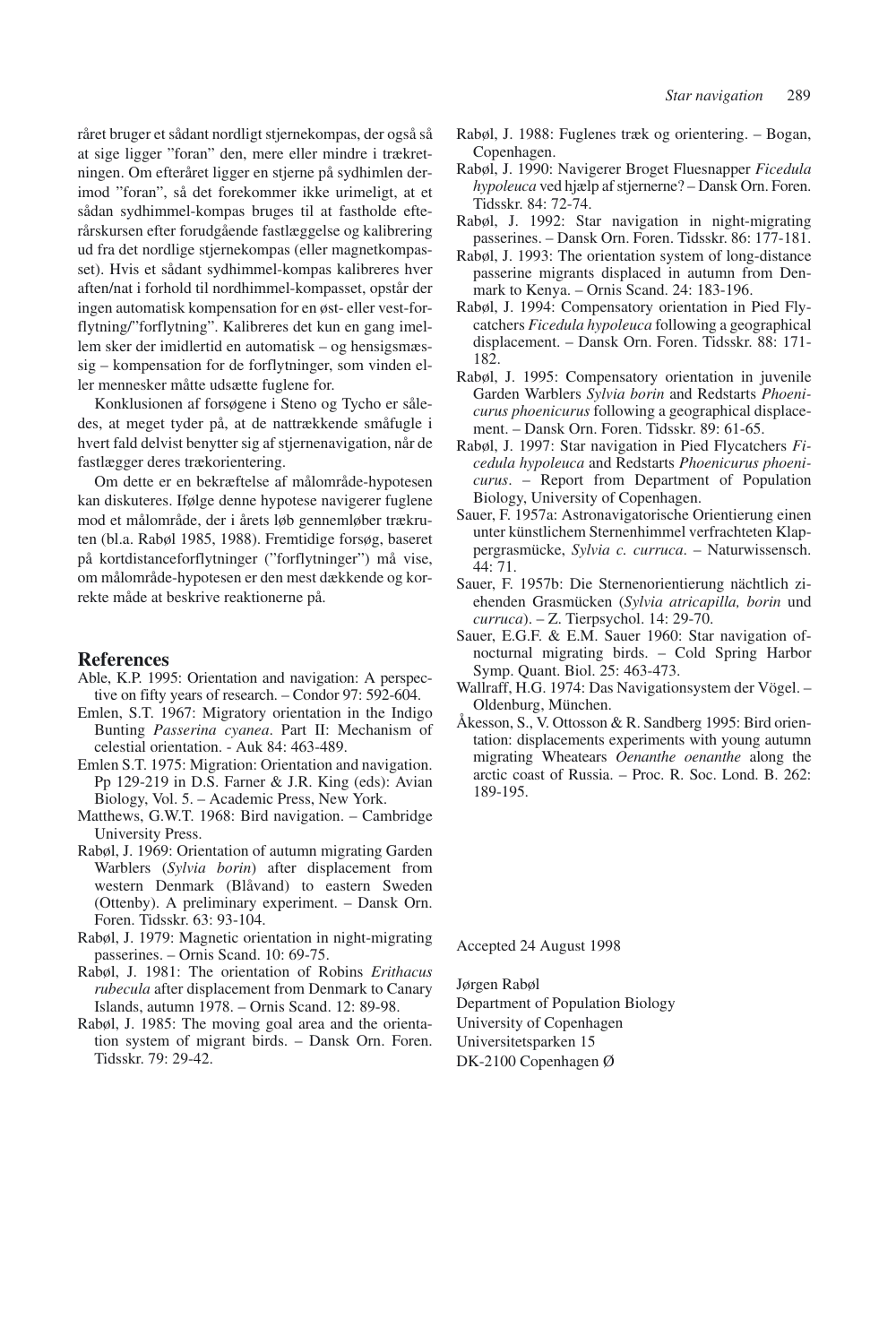råret bruger et sådant nordligt stjernekompas, der også så at sige ligger "foran" den, mere eller mindre i trækretningen. Om efteråret ligger en stjerne på sydhimlen derimod "foran", så det forekommer ikke urimeligt, at et sådan sydhimmel-kompas bruges til at fastholde efterårskursen efter forudgående fastlæggelse og kalibrering ud fra det nordlige stjernekompas (eller magnetkompasset). Hvis et sådant sydhimmel-kompas kalibreres hver aften/nat i forhold til nordhimmel-kompasset, opstår der ingen automatisk kompensation for en øst- eller vest-forflytning/"forflytning". Kalibreres det kun en gang imellem sker der imidlertid en automatisk – og hensigsmæssig – kompensation for de forflytninger, som vinden eller mennesker måtte udsætte fuglene for.

Konklusionen af forsøgene i Steno og Tycho er således, at meget tyder på, at de nattrækkende småfugle i hvert fald delvist benytter sig af stjernenavigation, når de fastlægger deres trækorientering.

Om dette er en bekræftelse af målområde-hypotesen kan diskuteres. Ifølge denne hypotese navigerer fuglene mod et målområde, der i årets løb gennemløber trækruten (bl.a. Rabøl 1985, 1988). Fremtidige forsøg, baseret på kortdistanceforflytninger ("forflytninger") må vise, om målområde-hypotesen er den mest dækkende og korrekte måde at beskrive reaktionerne på.

## References

Able, K.P. 1995: Orientation and navigation: A perspective on fifty years of research. – Condor 97: 592-604.

Emlen, S.T. 1967: Migratory orientation in the Indigo Bunting *Passerina cyanea*. Part II: Mechanism of celestial orientation. - Auk 84: 463-489.

Emlen S.T. 1975: Migration: Orientation and navigation. Pp 129-219 in D.S. Farner & J.R. King (eds): Avian Biology, Vol. 5. – Academic Press, New York.

Matthews, G.W.T. 1968: Bird navigation. – Cambridge University Press.

Rabøl, J. 1969: Orientation of autumn migrating Garden Warblers (*Sylvia borin*) after displacement from western Denmark (Blåvand) to eastern Sweden (Ottenby). A preliminary experiment. – Dansk Orn. Foren. Tidsskr. 63: 93-104.

Rabøl, J. 1979: Magnetic orientation in night-migrating passerines. – Ornis Scand. 10: 69-75.

Rabøl, J. 1981: The orientation of Robins *Erithacus rubecula* after displacement from Denmark to Canary Islands, autumn 1978. – Ornis Scand. 12: 89-98.

Rabøl, J. 1985: The moving goal area and the orientation system of migrant birds. – Dansk Orn. Foren. Tidsskr. 79: 29-42.

Rabøl, J. 1988: Fuglenes træk og orientering. – Bogan, Copenhagen.

Rabøl, J. 1990: Navigerer Broget Fluesnapper *Ficedula hypoleuca* ved hjælp af stjernerne? – Dansk Orn. Foren. Tidsskr. 84: 72-74.

Rabøl, J. 1992: Star navigation in night-migrating passerines. – Dansk Orn. Foren. Tidsskr. 86: 177-181.

Rabøl, J. 1993: The orientation system of long-distance passerine migrants displaced in autumn from Denmark to Kenya. – Ornis Scand. 24: 183-196.

Rabøl, J. 1994: Compensatory orientation in Pied Flycatchers *Ficedula hypoleuca* following a geographical displacement. – Dansk Orn. Foren. Tidsskr. 88: 171-182.

Rabøl, J. 1995: Compensatory orientation in juvenile Garden Warblers *Sylvia borin* and Redstarts *Phoenicurus phoenicurus* following a geographical displacement. – Dansk Orn. Foren. Tidsskr. 89: 61-65.

Rabøl, J. 1997: Star navigation in Pied Flycatchers *Ficedula hypoleuca* and Redstarts *Phoenicurus phoenicurus*. – Report from Department of Population Biology, University of Copenhagen.

Sauer, F. 1957a: Astronavigatorische Orientierung einen unter künstlichem Sternenhimmel verfrachteten Klappergrasmücke, *Sylvia c. curruca*. – Naturwissensch. 44: 71.

Sauer, F. 1957b: Die Sternenorientierung nächtlich ziehenden Grasmücken (*Sylvia atricapilla, borin* und *curruca*). – Z. Tierpsychol. 14: 29-70.

Sauer, E.G.F. & E.M. Sauer 1960: Star navigation of-nocturnal migrating birds. – Cold Spring Harbor Symp. Quant. Biol. 25: 463-473.

Wallraff, H.G. 1974: Das Navigationsystem der Vögel. – Oldenburg, München.

Åkesson, S., V. Ottosson & R. Sandberg 1995: Bird orientation: displacements experiments with young autumn migrating Wheatears *Oenanthe oenanthe* along the arctic coast of Russia. – Proc. R. Soc. Lond. B. 262: 189-195.

Accepted 24 August 1998

Jørgen Rabøl
Department of Population Biology
University of Copenhagen
Universitetsparken 15
DK-2100 Copenhagen Ø